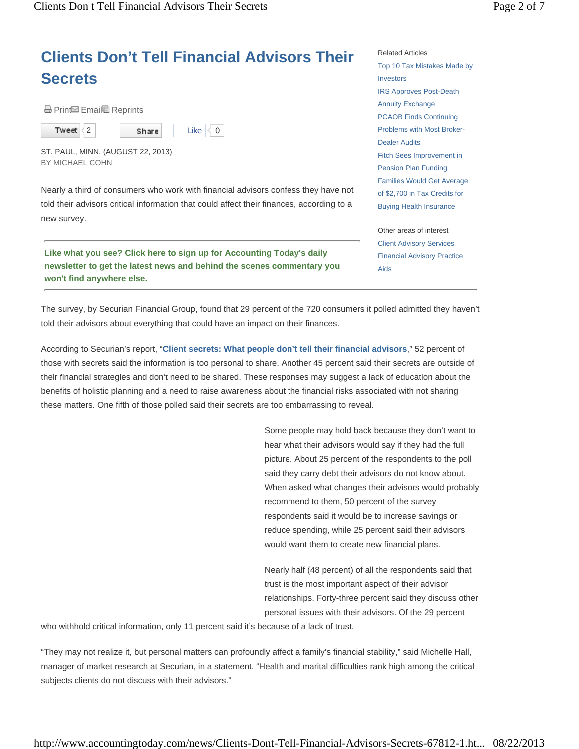# Clients Don't Tell Financial Advisors Their Secrets

Print Email Reprints

Tweet 2 Share Like 0

ST. PAUL, MINN. (AUGUST 22, 2013)
BY MICHAEL COHN

Nearly a third of consumers who work with financial advisors confess they have not told their advisors critical information that could affect their finances, according to a new survey.

**Like what you see? Click here to sign up for Accounting Today's daily newsletter to get the latest news and behind the scenes commentary you won't find anywhere else.**

Related Articles

- Top 10 Tax Mistakes Made by Investors
- IRS Approves Post-Death Annuity Exchange
- PCAOB Finds Continuing Problems with Most Broker-Dealer Audits
- Fitch Sees Improvement in Pension Plan Funding
- Families Would Get Average of $2,700 in Tax Credits for Buying Health Insurance

Other areas of interest

- Client Advisory Services
- Financial Advisory Practice Aids

The survey, by Securian Financial Group, found that 29 percent of the 720 consumers it polled admitted they haven't told their advisors about everything that could have an impact on their finances.

According to Securian's report, "**Client secrets: What people don't tell their financial advisors**," 52 percent of those with secrets said the information is too personal to share. Another 45 percent said their secrets are outside of their financial strategies and don't need to be shared. These responses may suggest a lack of education about the benefits of holistic planning and a need to raise awareness about the financial risks associated with not sharing these matters. One fifth of those polled said their secrets are too embarrassing to reveal.

Some people may hold back because they don't want to hear what their advisors would say if they had the full picture. About 25 percent of the respondents to the poll said they carry debt their advisors do not know about. When asked what changes their advisors would probably recommend to them, 50 percent of the survey respondents said it would be to increase savings or reduce spending, while 25 percent said their advisors would want them to create new financial plans.

Nearly half (48 percent) of all the respondents said that trust is the most important aspect of their advisor relationships. Forty-three percent said they discuss other personal issues with their advisors. Of the 29 percent who withhold critical information, only 11 percent said it's because of a lack of trust.

"They may not realize it, but personal matters can profoundly affect a family's financial stability," said Michelle Hall, manager of market research at Securian, in a statement. "Health and marital difficulties rank high among the critical subjects clients do not discuss with their advisors."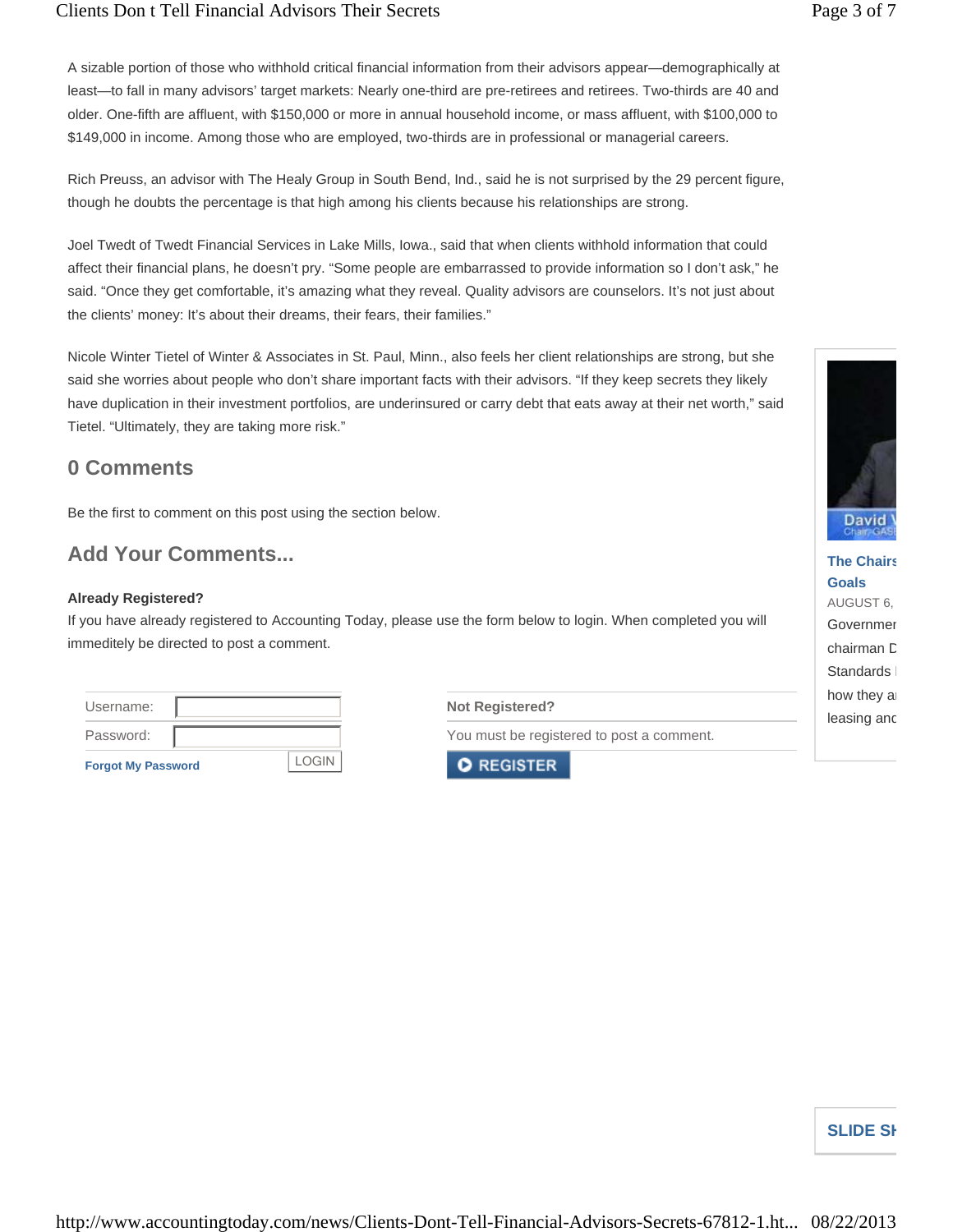A sizable portion of those who withhold critical financial information from their advisors appear—demographically at least—to fall in many advisors' target markets: Nearly one-third are pre-retirees and retirees. Two-thirds are 40 and older. One-fifth are affluent, with $150,000 or more in annual household income, or mass affluent, with $100,000 to $149,000 in income. Among those who are employed, two-thirds are in professional or managerial careers.

Rich Preuss, an advisor with The Healy Group in South Bend, Ind., said he is not surprised by the 29 percent figure, though he doubts the percentage is that high among his clients because his relationships are strong.

Joel Twedt of Twedt Financial Services in Lake Mills, Iowa., said that when clients withhold information that could affect their financial plans, he doesn't pry. "Some people are embarrassed to provide information so I don't ask," he said. "Once they get comfortable, it's amazing what they reveal. Quality advisors are counselors. It's not just about the clients' money: It's about their dreams, their fears, their families."

Nicole Winter Tietel of Winter & Associates in St. Paul, Minn., also feels her client relationships are strong, but she said she worries about people who don't share important facts with their advisors. "If they keep secrets they likely have duplication in their investment portfolios, are underinsured or carry debt that eats away at their net worth," said Tietel. "Ultimately, they are taking more risk."

## 0 Comments

Be the first to comment on this post using the section below.

## Add Your Comments...

**Already Registered?**
If you have already registered to Accounting Today, please use the form below to login. When completed you will immeditely be directed to post a comment.

Username:
Password:
Forgot My Password
LOGIN

**Not Registered?**
You must be registered to post a comment.
REGISTER

David
The Chairs
Goals
AUGUST 6,
Governmer
chairman D
Standards
how they a
leasing and

SLIDE SH